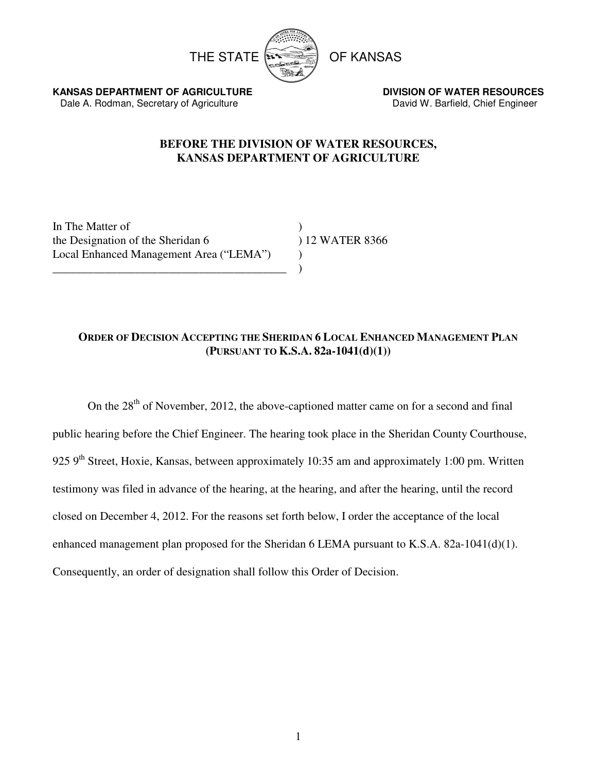THE STATE OF KANSAS

**KANSAS DEPARTMENT OF AGRICULTURE**
Dale A. Rodman, Secretary of Agriculture

**DIVISION OF WATER RESOURCES**
David W. Barfield, Chief Engineer

**BEFORE THE DIVISION OF WATER RESOURCES,**
**KANSAS DEPARTMENT OF AGRICULTURE**

In The Matter of )
the Designation of the Sheridan 6 ) 12 WATER 8366
Local Enhanced Management Area ("LEMA") )
________________________________________ )

**ORDER OF DECISION ACCEPTING THE SHERIDAN 6 LOCAL ENHANCED MANAGEMENT PLAN (PURSUANT TO K.S.A. 82a-1041(d)(1))**

On the 28th of November, 2012, the above-captioned matter came on for a second and final public hearing before the Chief Engineer. The hearing took place in the Sheridan County Courthouse, 925 9th Street, Hoxie, Kansas, between approximately 10:35 am and approximately 1:00 pm. Written testimony was filed in advance of the hearing, at the hearing, and after the hearing, until the record closed on December 4, 2012. For the reasons set forth below, I order the acceptance of the local enhanced management plan proposed for the Sheridan 6 LEMA pursuant to K.S.A. 82a-1041(d)(1). Consequently, an order of designation shall follow this Order of Decision.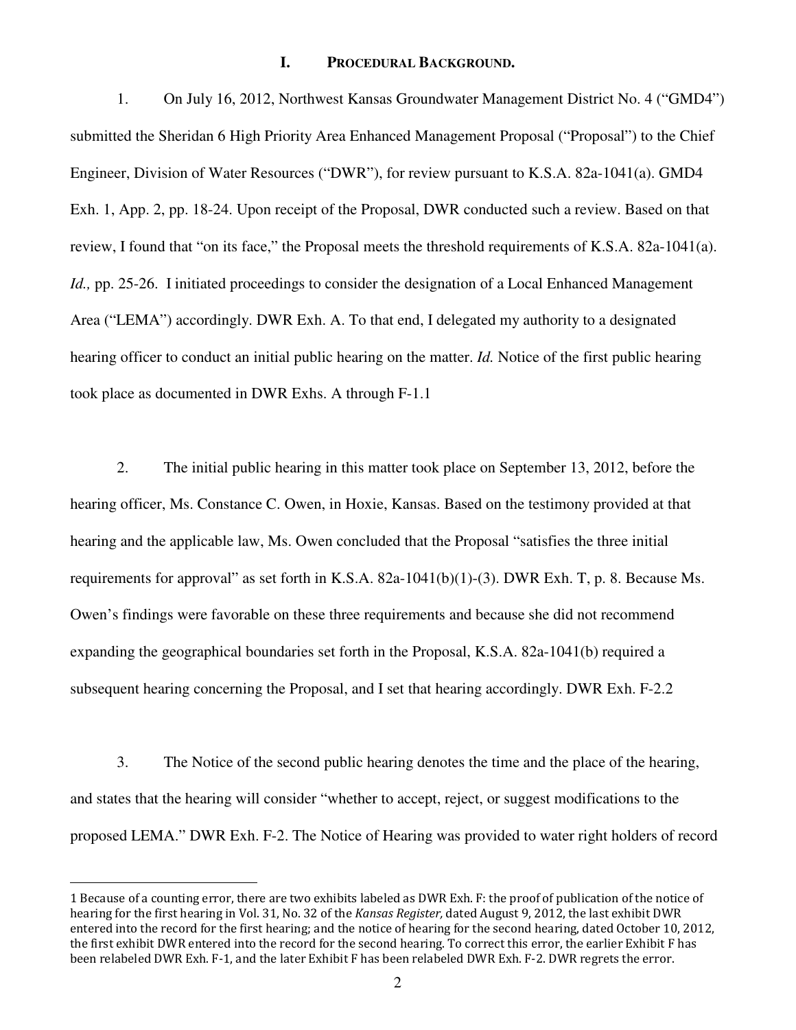## I. Procedural Background.

1. On July 16, 2012, Northwest Kansas Groundwater Management District No. 4 ("GMD4") submitted the Sheridan 6 High Priority Area Enhanced Management Proposal ("Proposal") to the Chief Engineer, Division of Water Resources ("DWR"), for review pursuant to K.S.A. 82a-1041(a). GMD4 Exh. 1, App. 2, pp. 18-24. Upon receipt of the Proposal, DWR conducted such a review. Based on that review, I found that "on its face," the Proposal meets the threshold requirements of K.S.A. 82a-1041(a). *Id.,* pp. 25-26. I initiated proceedings to consider the designation of a Local Enhanced Management Area ("LEMA") accordingly. DWR Exh. A. To that end, I delegated my authority to a designated hearing officer to conduct an initial public hearing on the matter. *Id.* Notice of the first public hearing took place as documented in DWR Exhs. A through F-1.[1]

2. The initial public hearing in this matter took place on September 13, 2012, before the hearing officer, Ms. Constance C. Owen, in Hoxie, Kansas. Based on the testimony provided at that hearing and the applicable law, Ms. Owen concluded that the Proposal "satisfies the three initial requirements for approval" as set forth in K.S.A. 82a-1041(b)(1)-(3). DWR Exh. T, p. 8. Because Ms. Owen's findings were favorable on these three requirements and because she did not recommend expanding the geographical boundaries set forth in the Proposal, K.S.A. 82a-1041(b) required a subsequent hearing concerning the Proposal, and I set that hearing accordingly. DWR Exh. F-2.[2]

3. The Notice of the second public hearing denotes the time and the place of the hearing, and states that the hearing will consider "whether to accept, reject, or suggest modifications to the proposed LEMA." DWR Exh. F-2. The Notice of Hearing was provided to water right holders of record

---

[1] Because of a counting error, there are two exhibits labeled as DWR Exh. F: the proof of publication of the notice of hearing for the first hearing in Vol. 31, No. 32 of the *Kansas Register,* dated August 9, 2012, the last exhibit DWR entered into the record for the first hearing; and the notice of hearing for the second hearing, dated October 10, 2012, the first exhibit DWR entered into the record for the second hearing. To correct this error, the earlier Exhibit F has been relabeled DWR Exh. F-1, and the later Exhibit F has been relabeled DWR Exh. F-2. DWR regrets the error.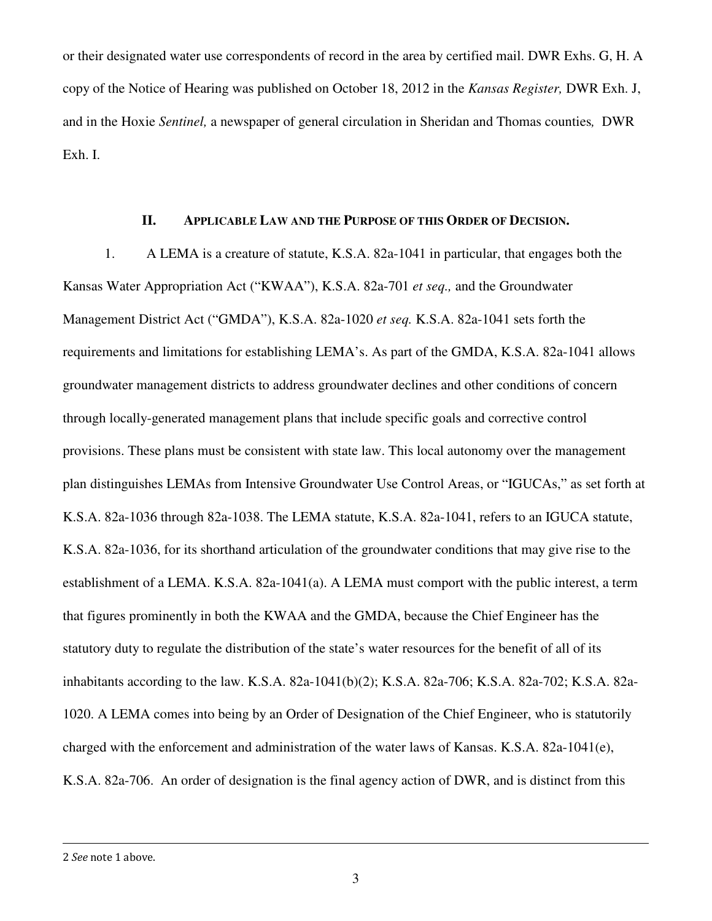or their designated water use correspondents of record in the area by certified mail. DWR Exhs. G, H. A copy of the Notice of Hearing was published on October 18, 2012 in the *Kansas Register,* DWR Exh. J, and in the Hoxie *Sentinel,* a newspaper of general circulation in Sheridan and Thomas counties, DWR Exh. I.

## II. APPLICABLE LAW AND THE PURPOSE OF THIS ORDER OF DECISION.

1. A LEMA is a creature of statute, K.S.A. 82a-1041 in particular, that engages both the Kansas Water Appropriation Act ("KWAA"), K.S.A. 82a-701 *et seq.,* and the Groundwater Management District Act ("GMDA"), K.S.A. 82a-1020 *et seq.* K.S.A. 82a-1041 sets forth the requirements and limitations for establishing LEMA's. As part of the GMDA, K.S.A. 82a-1041 allows groundwater management districts to address groundwater declines and other conditions of concern through locally-generated management plans that include specific goals and corrective control provisions. These plans must be consistent with state law. This local autonomy over the management plan distinguishes LEMAs from Intensive Groundwater Use Control Areas, or "IGUCAs," as set forth at K.S.A. 82a-1036 through 82a-1038. The LEMA statute, K.S.A. 82a-1041, refers to an IGUCA statute, K.S.A. 82a-1036, for its shorthand articulation of the groundwater conditions that may give rise to the establishment of a LEMA. K.S.A. 82a-1041(a). A LEMA must comport with the public interest, a term that figures prominently in both the KWAA and the GMDA, because the Chief Engineer has the statutory duty to regulate the distribution of the state's water resources for the benefit of all of its inhabitants according to the law. K.S.A. 82a-1041(b)(2); K.S.A. 82a-706; K.S.A. 82a-702; K.S.A. 82a-1020. A LEMA comes into being by an Order of Designation of the Chief Engineer, who is statutorily charged with the enforcement and administration of the water laws of Kansas. K.S.A. 82a-1041(e), K.S.A. 82a-706. An order of designation is the final agency action of DWR, and is distinct from this

---

2 *See* note 1 above.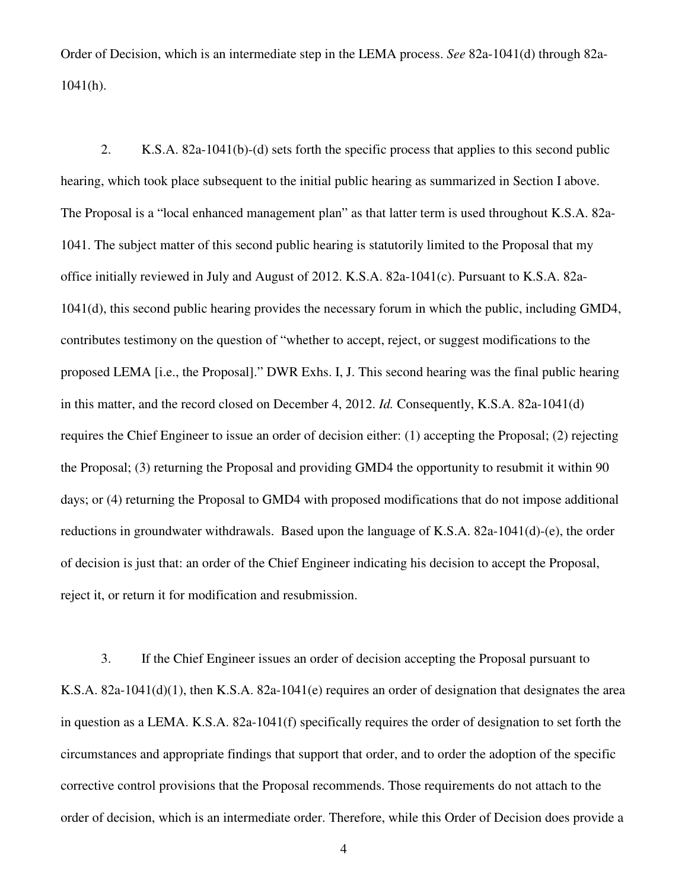Order of Decision, which is an intermediate step in the LEMA process. *See* 82a-1041(d) through 82a-1041(h).

2. K.S.A. 82a-1041(b)-(d) sets forth the specific process that applies to this second public hearing, which took place subsequent to the initial public hearing as summarized in Section I above. The Proposal is a "local enhanced management plan" as that latter term is used throughout K.S.A. 82a-1041. The subject matter of this second public hearing is statutorily limited to the Proposal that my office initially reviewed in July and August of 2012. K.S.A. 82a-1041(c). Pursuant to K.S.A. 82a-1041(d), this second public hearing provides the necessary forum in which the public, including GMD4, contributes testimony on the question of "whether to accept, reject, or suggest modifications to the proposed LEMA [i.e., the Proposal]." DWR Exhs. I, J. This second hearing was the final public hearing in this matter, and the record closed on December 4, 2012. *Id.* Consequently, K.S.A. 82a-1041(d) requires the Chief Engineer to issue an order of decision either: (1) accepting the Proposal; (2) rejecting the Proposal; (3) returning the Proposal and providing GMD4 the opportunity to resubmit it within 90 days; or (4) returning the Proposal to GMD4 with proposed modifications that do not impose additional reductions in groundwater withdrawals. Based upon the language of K.S.A. 82a-1041(d)-(e), the order of decision is just that: an order of the Chief Engineer indicating his decision to accept the Proposal, reject it, or return it for modification and resubmission.

3. If the Chief Engineer issues an order of decision accepting the Proposal pursuant to K.S.A. 82a-1041(d)(1), then K.S.A. 82a-1041(e) requires an order of designation that designates the area in question as a LEMA. K.S.A. 82a-1041(f) specifically requires the order of designation to set forth the circumstances and appropriate findings that support that order, and to order the adoption of the specific corrective control provisions that the Proposal recommends. Those requirements do not attach to the order of decision, which is an intermediate order. Therefore, while this Order of Decision does provide a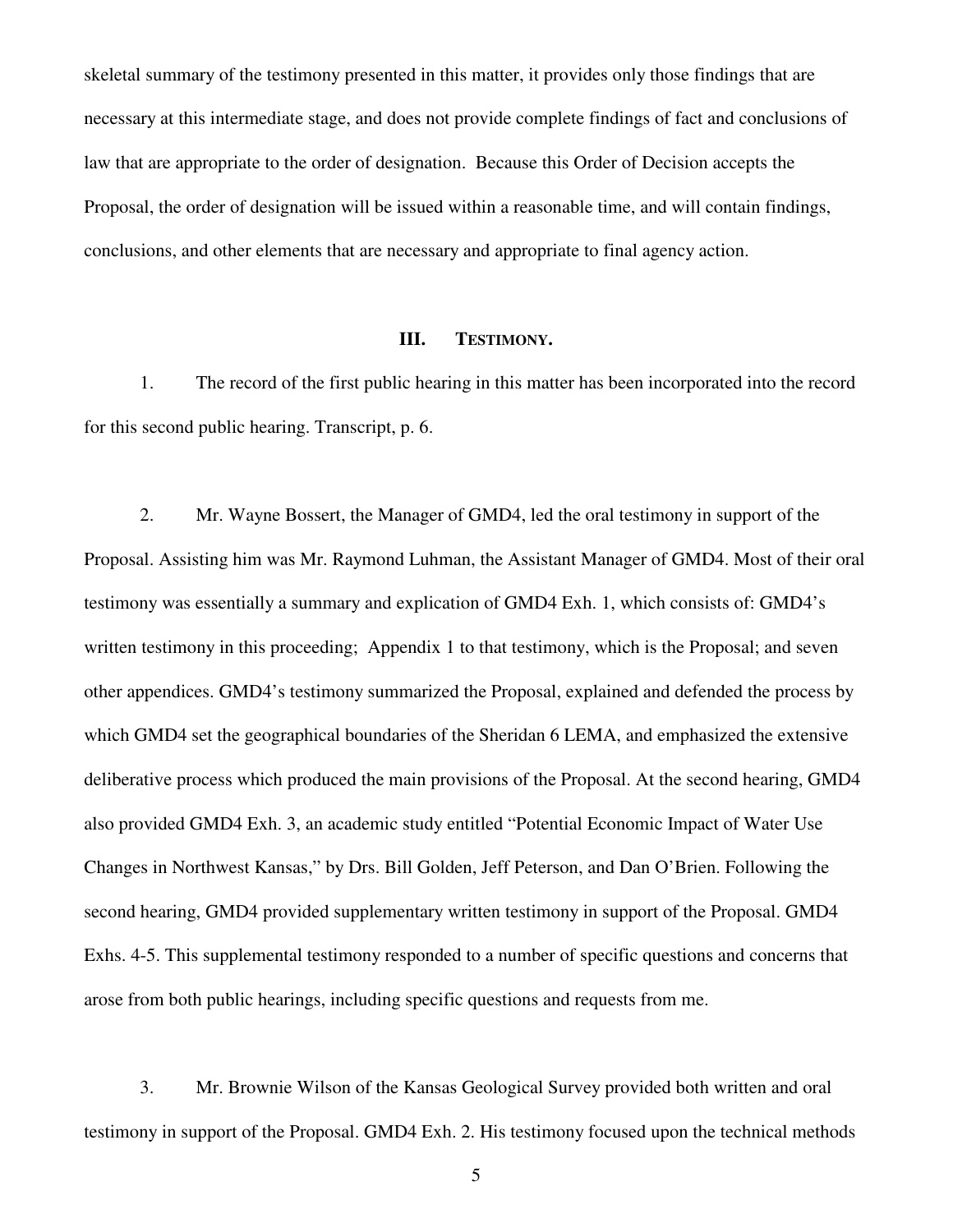skeletal summary of the testimony presented in this matter, it provides only those findings that are necessary at this intermediate stage, and does not provide complete findings of fact and conclusions of law that are appropriate to the order of designation. Because this Order of Decision accepts the Proposal, the order of designation will be issued within a reasonable time, and will contain findings, conclusions, and other elements that are necessary and appropriate to final agency action.

## III. TESTIMONY.

1. The record of the first public hearing in this matter has been incorporated into the record for this second public hearing. Transcript, p. 6.

2. Mr. Wayne Bossert, the Manager of GMD4, led the oral testimony in support of the Proposal. Assisting him was Mr. Raymond Luhman, the Assistant Manager of GMD4. Most of their oral testimony was essentially a summary and explication of GMD4 Exh. 1, which consists of: GMD4's written testimony in this proceeding; Appendix 1 to that testimony, which is the Proposal; and seven other appendices. GMD4's testimony summarized the Proposal, explained and defended the process by which GMD4 set the geographical boundaries of the Sheridan 6 LEMA, and emphasized the extensive deliberative process which produced the main provisions of the Proposal. At the second hearing, GMD4 also provided GMD4 Exh. 3, an academic study entitled "Potential Economic Impact of Water Use Changes in Northwest Kansas," by Drs. Bill Golden, Jeff Peterson, and Dan O'Brien. Following the second hearing, GMD4 provided supplementary written testimony in support of the Proposal. GMD4 Exhs. 4-5. This supplemental testimony responded to a number of specific questions and concerns that arose from both public hearings, including specific questions and requests from me.

3. Mr. Brownie Wilson of the Kansas Geological Survey provided both written and oral testimony in support of the Proposal. GMD4 Exh. 2. His testimony focused upon the technical methods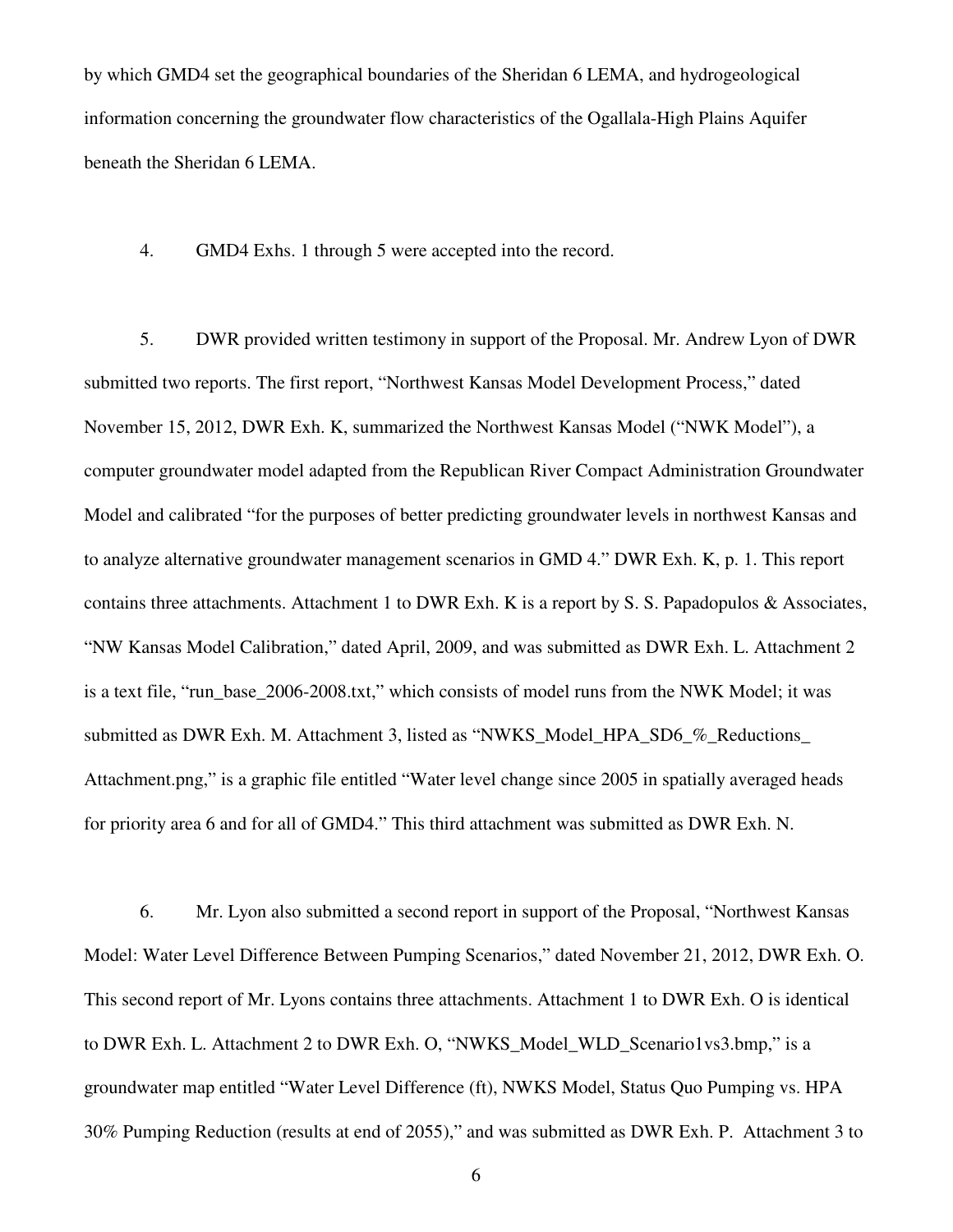by which GMD4 set the geographical boundaries of the Sheridan 6 LEMA, and hydrogeological information concerning the groundwater flow characteristics of the Ogallala-High Plains Aquifer beneath the Sheridan 6 LEMA.

4. GMD4 Exhs. 1 through 5 were accepted into the record.

5. DWR provided written testimony in support of the Proposal. Mr. Andrew Lyon of DWR submitted two reports. The first report, "Northwest Kansas Model Development Process," dated November 15, 2012, DWR Exh. K, summarized the Northwest Kansas Model ("NWK Model"), a computer groundwater model adapted from the Republican River Compact Administration Groundwater Model and calibrated "for the purposes of better predicting groundwater levels in northwest Kansas and to analyze alternative groundwater management scenarios in GMD 4." DWR Exh. K, p. 1. This report contains three attachments. Attachment 1 to DWR Exh. K is a report by S. S. Papadopulos & Associates, "NW Kansas Model Calibration," dated April, 2009, and was submitted as DWR Exh. L. Attachment 2 is a text file, "run_base_2006-2008.txt," which consists of model runs from the NWK Model; it was submitted as DWR Exh. M. Attachment 3, listed as "NWKS_Model_HPA_SD6_%_Reductions_ Attachment.png," is a graphic file entitled "Water level change since 2005 in spatially averaged heads for priority area 6 and for all of GMD4." This third attachment was submitted as DWR Exh. N.

6. Mr. Lyon also submitted a second report in support of the Proposal, "Northwest Kansas Model: Water Level Difference Between Pumping Scenarios," dated November 21, 2012, DWR Exh. O. This second report of Mr. Lyons contains three attachments. Attachment 1 to DWR Exh. O is identical to DWR Exh. L. Attachment 2 to DWR Exh. O, "NWKS_Model_WLD_Scenario1vs3.bmp," is a groundwater map entitled "Water Level Difference (ft), NWKS Model, Status Quo Pumping vs. HPA 30% Pumping Reduction (results at end of 2055)," and was submitted as DWR Exh. P. Attachment 3 to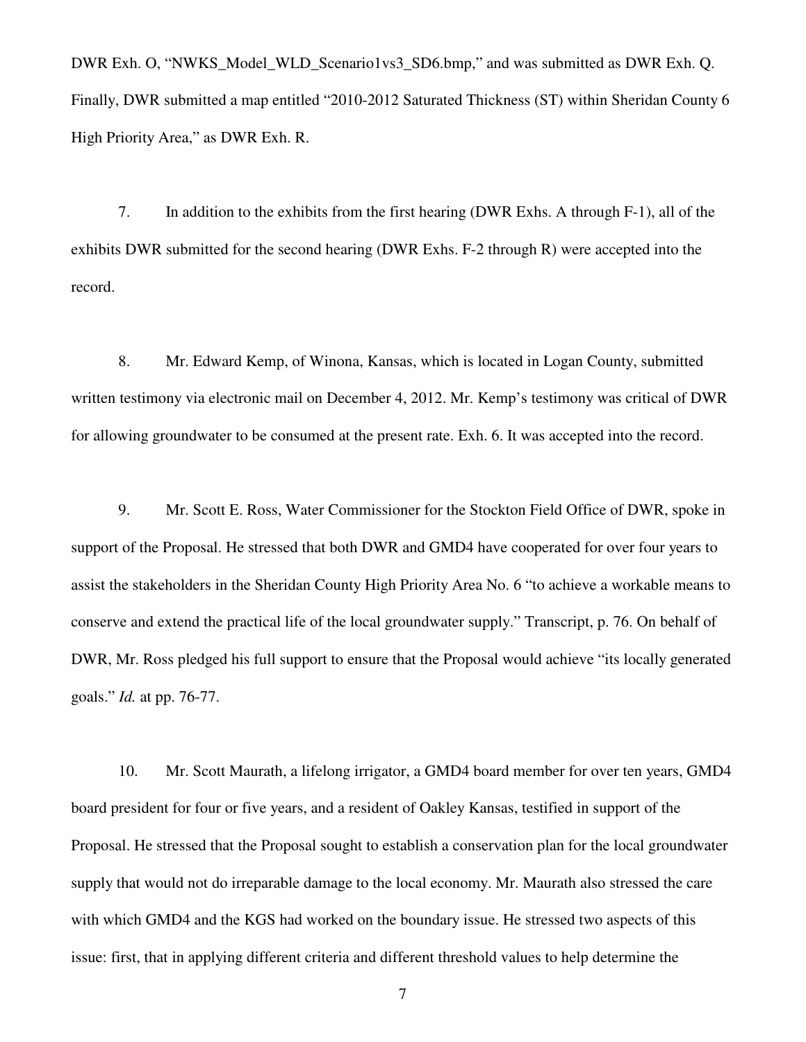DWR Exh. O, "NWKS_Model_WLD_Scenario1vs3_SD6.bmp," and was submitted as DWR Exh. Q. Finally, DWR submitted a map entitled "2010-2012 Saturated Thickness (ST) within Sheridan County 6 High Priority Area," as DWR Exh. R.

7. In addition to the exhibits from the first hearing (DWR Exhs. A through F-1), all of the exhibits DWR submitted for the second hearing (DWR Exhs. F-2 through R) were accepted into the record.

8. Mr. Edward Kemp, of Winona, Kansas, which is located in Logan County, submitted written testimony via electronic mail on December 4, 2012. Mr. Kemp's testimony was critical of DWR for allowing groundwater to be consumed at the present rate. Exh. 6. It was accepted into the record.

9. Mr. Scott E. Ross, Water Commissioner for the Stockton Field Office of DWR, spoke in support of the Proposal. He stressed that both DWR and GMD4 have cooperated for over four years to assist the stakeholders in the Sheridan County High Priority Area No. 6 "to achieve a workable means to conserve and extend the practical life of the local groundwater supply." Transcript, p. 76. On behalf of DWR, Mr. Ross pledged his full support to ensure that the Proposal would achieve "its locally generated goals." *Id.* at pp. 76-77.

10. Mr. Scott Maurath, a lifelong irrigator, a GMD4 board member for over ten years, GMD4 board president for four or five years, and a resident of Oakley Kansas, testified in support of the Proposal. He stressed that the Proposal sought to establish a conservation plan for the local groundwater supply that would not do irreparable damage to the local economy. Mr. Maurath also stressed the care with which GMD4 and the KGS had worked on the boundary issue. He stressed two aspects of this issue: first, that in applying different criteria and different threshold values to help determine the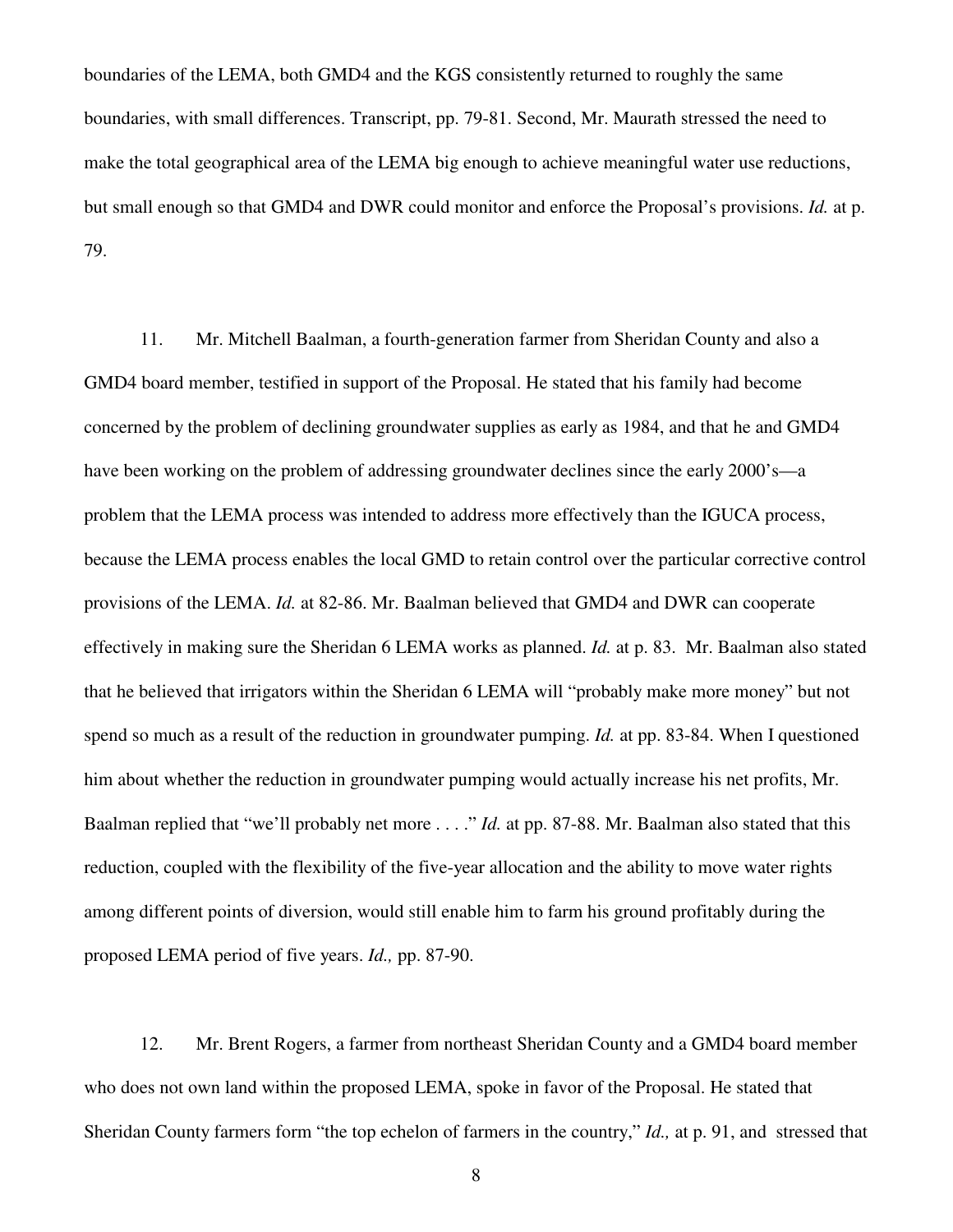boundaries of the LEMA, both GMD4 and the KGS consistently returned to roughly the same boundaries, with small differences. Transcript, pp. 79-81. Second, Mr. Maurath stressed the need to make the total geographical area of the LEMA big enough to achieve meaningful water use reductions, but small enough so that GMD4 and DWR could monitor and enforce the Proposal's provisions. *Id.* at p. 79.

11. Mr. Mitchell Baalman, a fourth-generation farmer from Sheridan County and also a GMD4 board member, testified in support of the Proposal. He stated that his family had become concerned by the problem of declining groundwater supplies as early as 1984, and that he and GMD4 have been working on the problem of addressing groundwater declines since the early 2000's—a problem that the LEMA process was intended to address more effectively than the IGUCA process, because the LEMA process enables the local GMD to retain control over the particular corrective control provisions of the LEMA. *Id.* at 82-86. Mr. Baalman believed that GMD4 and DWR can cooperate effectively in making sure the Sheridan 6 LEMA works as planned. *Id.* at p. 83. Mr. Baalman also stated that he believed that irrigators within the Sheridan 6 LEMA will "probably make more money" but not spend so much as a result of the reduction in groundwater pumping. *Id.* at pp. 83-84. When I questioned him about whether the reduction in groundwater pumping would actually increase his net profits, Mr. Baalman replied that "we'll probably net more . . . ." *Id.* at pp. 87-88. Mr. Baalman also stated that this reduction, coupled with the flexibility of the five-year allocation and the ability to move water rights among different points of diversion, would still enable him to farm his ground profitably during the proposed LEMA period of five years. *Id.,* pp. 87-90.

12. Mr. Brent Rogers, a farmer from northeast Sheridan County and a GMD4 board member who does not own land within the proposed LEMA, spoke in favor of the Proposal. He stated that Sheridan County farmers form "the top echelon of farmers in the country," *Id.,* at p. 91, and stressed that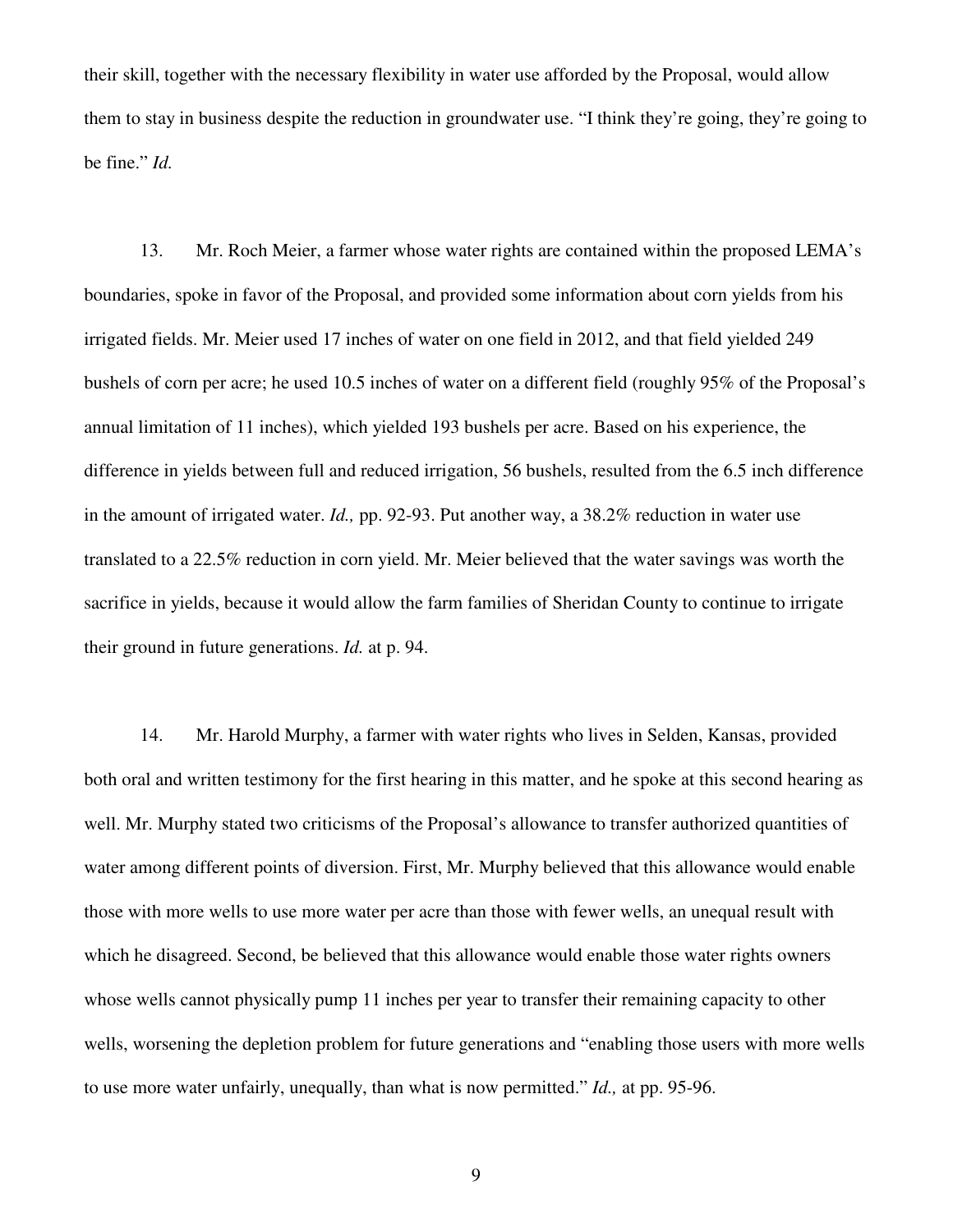their skill, together with the necessary flexibility in water use afforded by the Proposal, would allow them to stay in business despite the reduction in groundwater use. "I think they're going, they're going to be fine." *Id.*

13. Mr. Roch Meier, a farmer whose water rights are contained within the proposed LEMA's boundaries, spoke in favor of the Proposal, and provided some information about corn yields from his irrigated fields. Mr. Meier used 17 inches of water on one field in 2012, and that field yielded 249 bushels of corn per acre; he used 10.5 inches of water on a different field (roughly 95% of the Proposal's annual limitation of 11 inches), which yielded 193 bushels per acre. Based on his experience, the difference in yields between full and reduced irrigation, 56 bushels, resulted from the 6.5 inch difference in the amount of irrigated water. *Id.,* pp. 92-93. Put another way, a 38.2% reduction in water use translated to a 22.5% reduction in corn yield. Mr. Meier believed that the water savings was worth the sacrifice in yields, because it would allow the farm families of Sheridan County to continue to irrigate their ground in future generations. *Id.* at p. 94.

14. Mr. Harold Murphy, a farmer with water rights who lives in Selden, Kansas, provided both oral and written testimony for the first hearing in this matter, and he spoke at this second hearing as well. Mr. Murphy stated two criticisms of the Proposal's allowance to transfer authorized quantities of water among different points of diversion. First, Mr. Murphy believed that this allowance would enable those with more wells to use more water per acre than those with fewer wells, an unequal result with which he disagreed. Second, be believed that this allowance would enable those water rights owners whose wells cannot physically pump 11 inches per year to transfer their remaining capacity to other wells, worsening the depletion problem for future generations and "enabling those users with more wells to use more water unfairly, unequally, than what is now permitted." *Id.,* at pp. 95-96.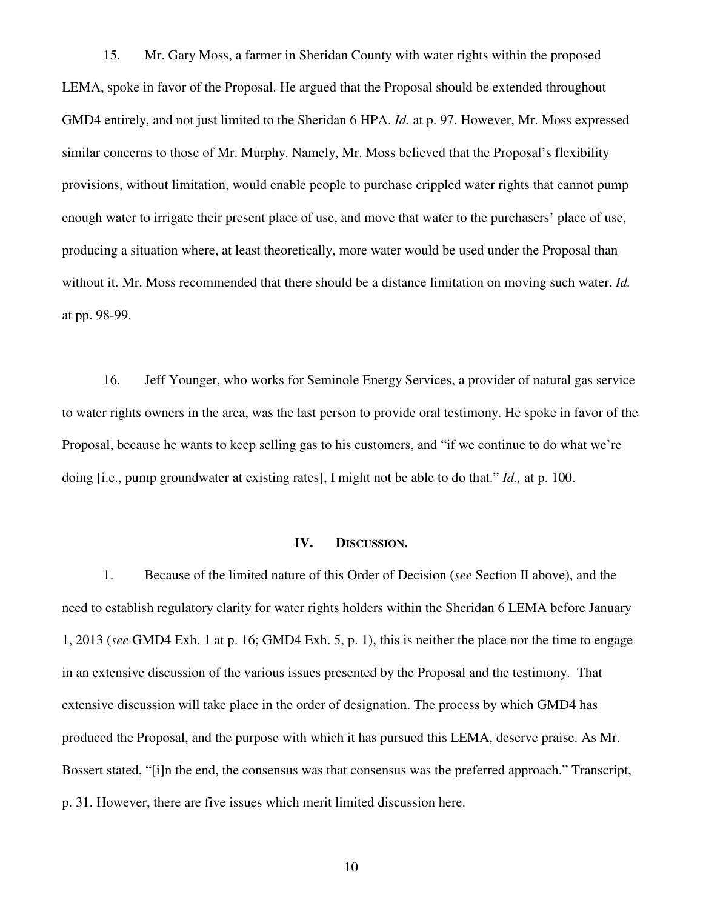15. Mr. Gary Moss, a farmer in Sheridan County with water rights within the proposed LEMA, spoke in favor of the Proposal. He argued that the Proposal should be extended throughout GMD4 entirely, and not just limited to the Sheridan 6 HPA. *Id.* at p. 97. However, Mr. Moss expressed similar concerns to those of Mr. Murphy. Namely, Mr. Moss believed that the Proposal's flexibility provisions, without limitation, would enable people to purchase crippled water rights that cannot pump enough water to irrigate their present place of use, and move that water to the purchasers' place of use, producing a situation where, at least theoretically, more water would be used under the Proposal than without it. Mr. Moss recommended that there should be a distance limitation on moving such water. *Id.* at pp. 98-99.

16. Jeff Younger, who works for Seminole Energy Services, a provider of natural gas service to water rights owners in the area, was the last person to provide oral testimony. He spoke in favor of the Proposal, because he wants to keep selling gas to his customers, and "if we continue to do what we're doing [i.e., pump groundwater at existing rates], I might not be able to do that." *Id.,* at p. 100.

## IV. Discussion.

1. Because of the limited nature of this Order of Decision (*see* Section II above), and the need to establish regulatory clarity for water rights holders within the Sheridan 6 LEMA before January 1, 2013 (*see* GMD4 Exh. 1 at p. 16; GMD4 Exh. 5, p. 1), this is neither the place nor the time to engage in an extensive discussion of the various issues presented by the Proposal and the testimony. That extensive discussion will take place in the order of designation. The process by which GMD4 has produced the Proposal, and the purpose with which it has pursued this LEMA, deserve praise. As Mr. Bossert stated, "[i]n the end, the consensus was that consensus was the preferred approach." Transcript, p. 31. However, there are five issues which merit limited discussion here.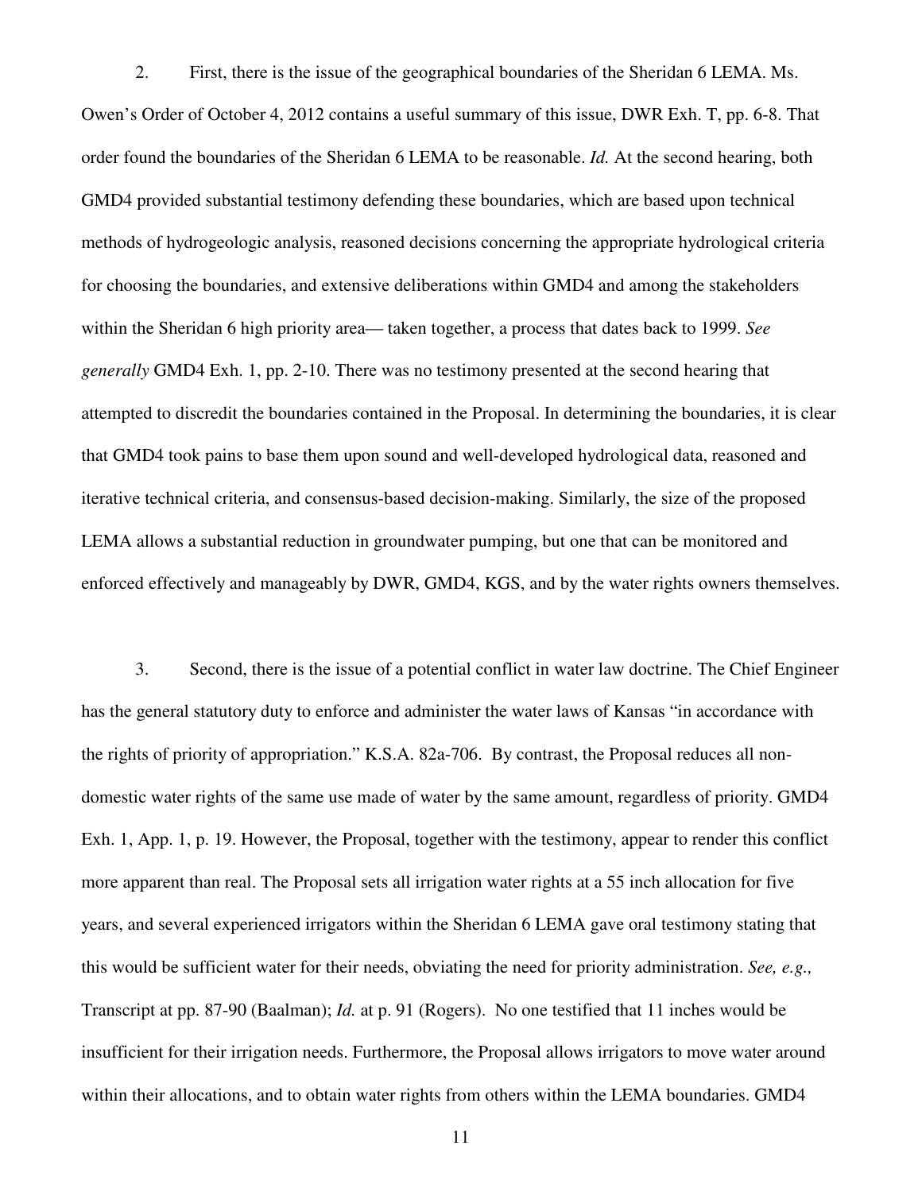2. First, there is the issue of the geographical boundaries of the Sheridan 6 LEMA. Ms. Owen's Order of October 4, 2012 contains a useful summary of this issue, DWR Exh. T, pp. 6-8. That order found the boundaries of the Sheridan 6 LEMA to be reasonable. *Id.* At the second hearing, both GMD4 provided substantial testimony defending these boundaries, which are based upon technical methods of hydrogeologic analysis, reasoned decisions concerning the appropriate hydrological criteria for choosing the boundaries, and extensive deliberations within GMD4 and among the stakeholders within the Sheridan 6 high priority area— taken together, a process that dates back to 1999. *See generally* GMD4 Exh. 1, pp. 2-10. There was no testimony presented at the second hearing that attempted to discredit the boundaries contained in the Proposal. In determining the boundaries, it is clear that GMD4 took pains to base them upon sound and well-developed hydrological data, reasoned and iterative technical criteria, and consensus-based decision-making. Similarly, the size of the proposed LEMA allows a substantial reduction in groundwater pumping, but one that can be monitored and enforced effectively and manageably by DWR, GMD4, KGS, and by the water rights owners themselves.

3. Second, there is the issue of a potential conflict in water law doctrine. The Chief Engineer has the general statutory duty to enforce and administer the water laws of Kansas "in accordance with the rights of priority of appropriation." K.S.A. 82a-706. By contrast, the Proposal reduces all non-domestic water rights of the same use made of water by the same amount, regardless of priority. GMD4 Exh. 1, App. 1, p. 19. However, the Proposal, together with the testimony, appear to render this conflict more apparent than real. The Proposal sets all irrigation water rights at a 55 inch allocation for five years, and several experienced irrigators within the Sheridan 6 LEMA gave oral testimony stating that this would be sufficient water for their needs, obviating the need for priority administration. *See, e.g.,* Transcript at pp. 87-90 (Baalman); *Id.* at p. 91 (Rogers). No one testified that 11 inches would be insufficient for their irrigation needs. Furthermore, the Proposal allows irrigators to move water around within their allocations, and to obtain water rights from others within the LEMA boundaries. GMD4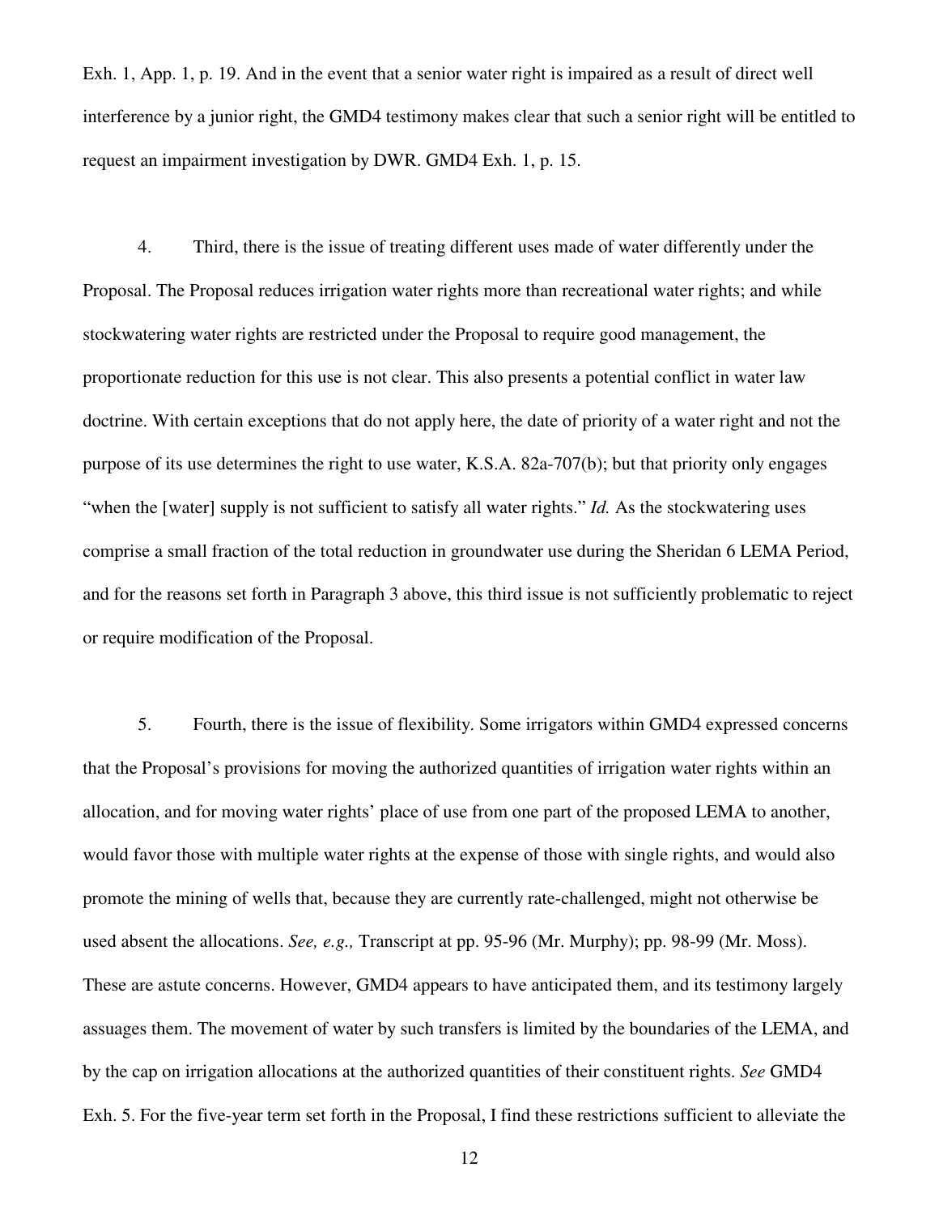Exh. 1, App. 1, p. 19. And in the event that a senior water right is impaired as a result of direct well interference by a junior right, the GMD4 testimony makes clear that such a senior right will be entitled to request an impairment investigation by DWR. GMD4 Exh. 1, p. 15.

4. Third, there is the issue of treating different uses made of water differently under the Proposal. The Proposal reduces irrigation water rights more than recreational water rights; and while stockwatering water rights are restricted under the Proposal to require good management, the proportionate reduction for this use is not clear. This also presents a potential conflict in water law doctrine. With certain exceptions that do not apply here, the date of priority of a water right and not the purpose of its use determines the right to use water, K.S.A. 82a-707(b); but that priority only engages "when the [water] supply is not sufficient to satisfy all water rights." *Id.* As the stockwatering uses comprise a small fraction of the total reduction in groundwater use during the Sheridan 6 LEMA Period, and for the reasons set forth in Paragraph 3 above, this third issue is not sufficiently problematic to reject or require modification of the Proposal.

5. Fourth, there is the issue of flexibility. Some irrigators within GMD4 expressed concerns that the Proposal's provisions for moving the authorized quantities of irrigation water rights within an allocation, and for moving water rights' place of use from one part of the proposed LEMA to another, would favor those with multiple water rights at the expense of those with single rights, and would also promote the mining of wells that, because they are currently rate-challenged, might not otherwise be used absent the allocations. *See, e.g.,* Transcript at pp. 95-96 (Mr. Murphy); pp. 98-99 (Mr. Moss). These are astute concerns. However, GMD4 appears to have anticipated them, and its testimony largely assuages them. The movement of water by such transfers is limited by the boundaries of the LEMA, and by the cap on irrigation allocations at the authorized quantities of their constituent rights. *See* GMD4 Exh. 5. For the five-year term set forth in the Proposal, I find these restrictions sufficient to alleviate the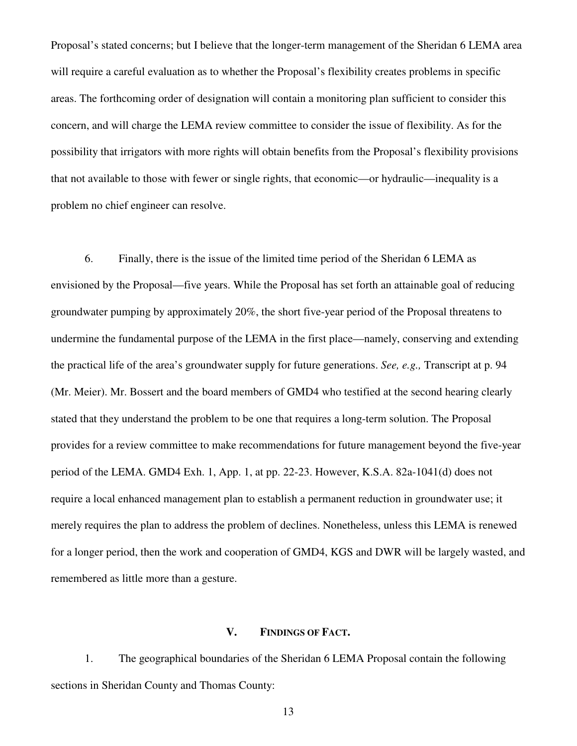Proposal's stated concerns; but I believe that the longer-term management of the Sheridan 6 LEMA area will require a careful evaluation as to whether the Proposal's flexibility creates problems in specific areas. The forthcoming order of designation will contain a monitoring plan sufficient to consider this concern, and will charge the LEMA review committee to consider the issue of flexibility. As for the possibility that irrigators with more rights will obtain benefits from the Proposal's flexibility provisions that not available to those with fewer or single rights, that economic—or hydraulic—inequality is a problem no chief engineer can resolve.

6. Finally, there is the issue of the limited time period of the Sheridan 6 LEMA as envisioned by the Proposal—five years. While the Proposal has set forth an attainable goal of reducing groundwater pumping by approximately 20%, the short five-year period of the Proposal threatens to undermine the fundamental purpose of the LEMA in the first place—namely, conserving and extending the practical life of the area's groundwater supply for future generations. *See, e.g.,* Transcript at p. 94 (Mr. Meier). Mr. Bossert and the board members of GMD4 who testified at the second hearing clearly stated that they understand the problem to be one that requires a long-term solution. The Proposal provides for a review committee to make recommendations for future management beyond the five-year period of the LEMA. GMD4 Exh. 1, App. 1, at pp. 22-23. However, K.S.A. 82a-1041(d) does not require a local enhanced management plan to establish a permanent reduction in groundwater use; it merely requires the plan to address the problem of declines. Nonetheless, unless this LEMA is renewed for a longer period, then the work and cooperation of GMD4, KGS and DWR will be largely wasted, and remembered as little more than a gesture.

## V. FINDINGS OF FACT.

1. The geographical boundaries of the Sheridan 6 LEMA Proposal contain the following sections in Sheridan County and Thomas County: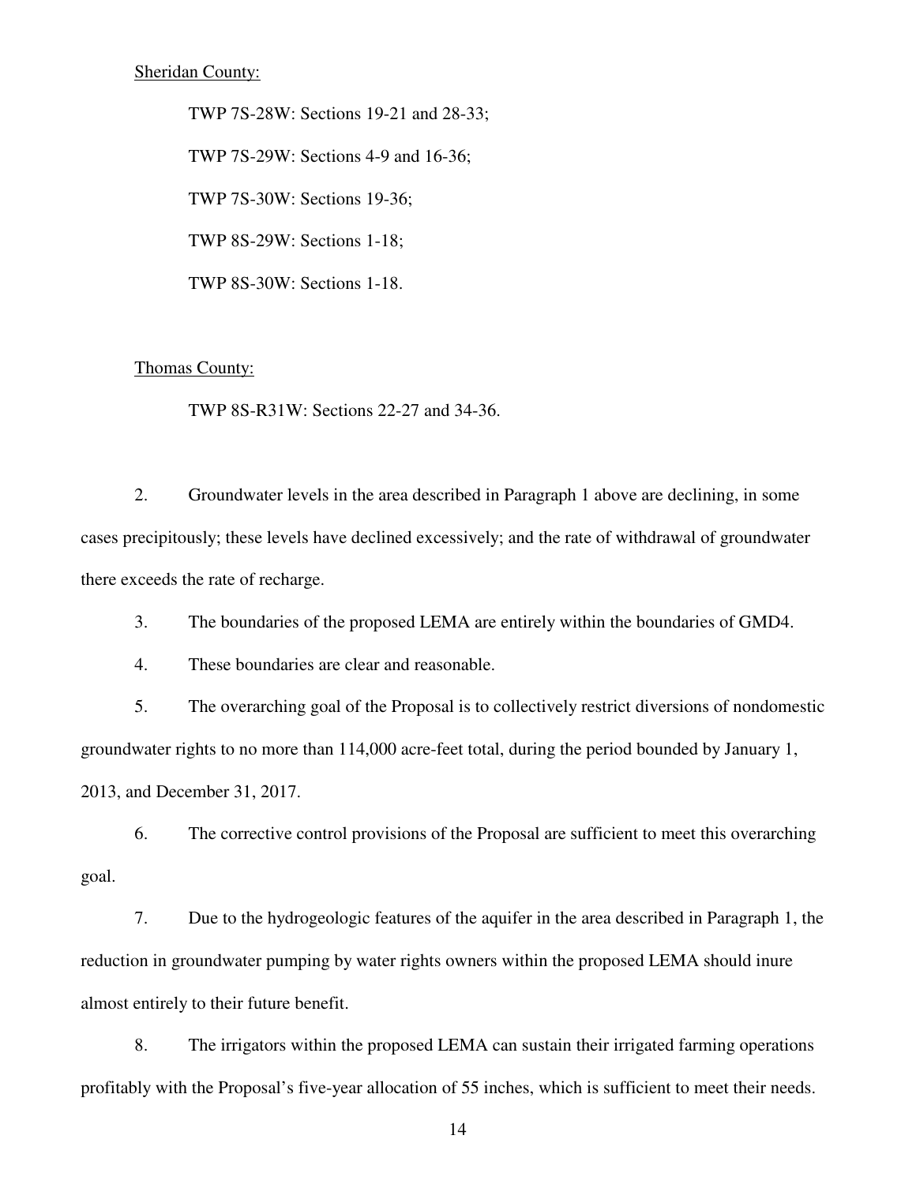<u>Sheridan County:</u>

TWP 7S-28W: Sections 19-21 and 28-33;

TWP 7S-29W: Sections 4-9 and 16-36;

TWP 7S-30W: Sections 19-36;

TWP 8S-29W: Sections 1-18;

TWP 8S-30W: Sections 1-18.

<u>Thomas County:</u>

TWP 8S-R31W: Sections 22-27 and 34-36.

2. Groundwater levels in the area described in Paragraph 1 above are declining, in some cases precipitously; these levels have declined excessively; and the rate of withdrawal of groundwater there exceeds the rate of recharge.

3. The boundaries of the proposed LEMA are entirely within the boundaries of GMD4.

4. These boundaries are clear and reasonable.

5. The overarching goal of the Proposal is to collectively restrict diversions of nondomestic groundwater rights to no more than 114,000 acre-feet total, during the period bounded by January 1, 2013, and December 31, 2017.

6. The corrective control provisions of the Proposal are sufficient to meet this overarching goal.

7. Due to the hydrogeologic features of the aquifer in the area described in Paragraph 1, the reduction in groundwater pumping by water rights owners within the proposed LEMA should inure almost entirely to their future benefit.

8. The irrigators within the proposed LEMA can sustain their irrigated farming operations profitably with the Proposal's five-year allocation of 55 inches, which is sufficient to meet their needs.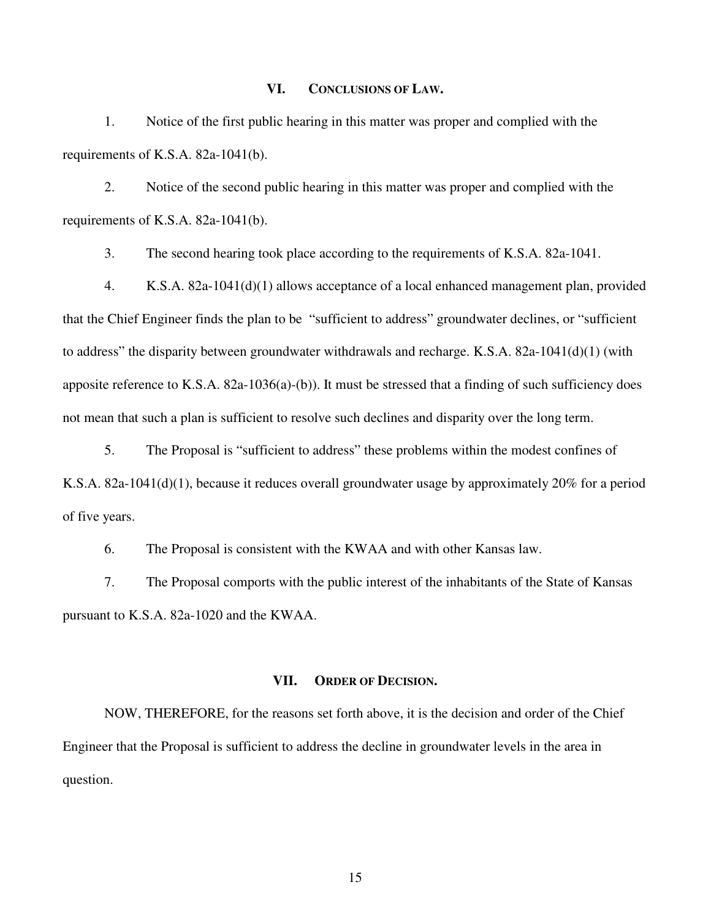## VI. CONCLUSIONS OF LAW.

1. Notice of the first public hearing in this matter was proper and complied with the requirements of K.S.A. 82a-1041(b).

2. Notice of the second public hearing in this matter was proper and complied with the requirements of K.S.A. 82a-1041(b).

3. The second hearing took place according to the requirements of K.S.A. 82a-1041.

4. K.S.A. 82a-1041(d)(1) allows acceptance of a local enhanced management plan, provided that the Chief Engineer finds the plan to be "sufficient to address" groundwater declines, or "sufficient to address" the disparity between groundwater withdrawals and recharge. K.S.A. 82a-1041(d)(1) (with apposite reference to K.S.A. 82a-1036(a)-(b)). It must be stressed that a finding of such sufficiency does not mean that such a plan is sufficient to resolve such declines and disparity over the long term.

5. The Proposal is "sufficient to address" these problems within the modest confines of K.S.A. 82a-1041(d)(1), because it reduces overall groundwater usage by approximately 20% for a period of five years.

6. The Proposal is consistent with the KWAA and with other Kansas law.

7. The Proposal comports with the public interest of the inhabitants of the State of Kansas pursuant to K.S.A. 82a-1020 and the KWAA.

## VII. ORDER OF DECISION.

NOW, THEREFORE, for the reasons set forth above, it is the decision and order of the Chief Engineer that the Proposal is sufficient to address the decline in groundwater levels in the area in question.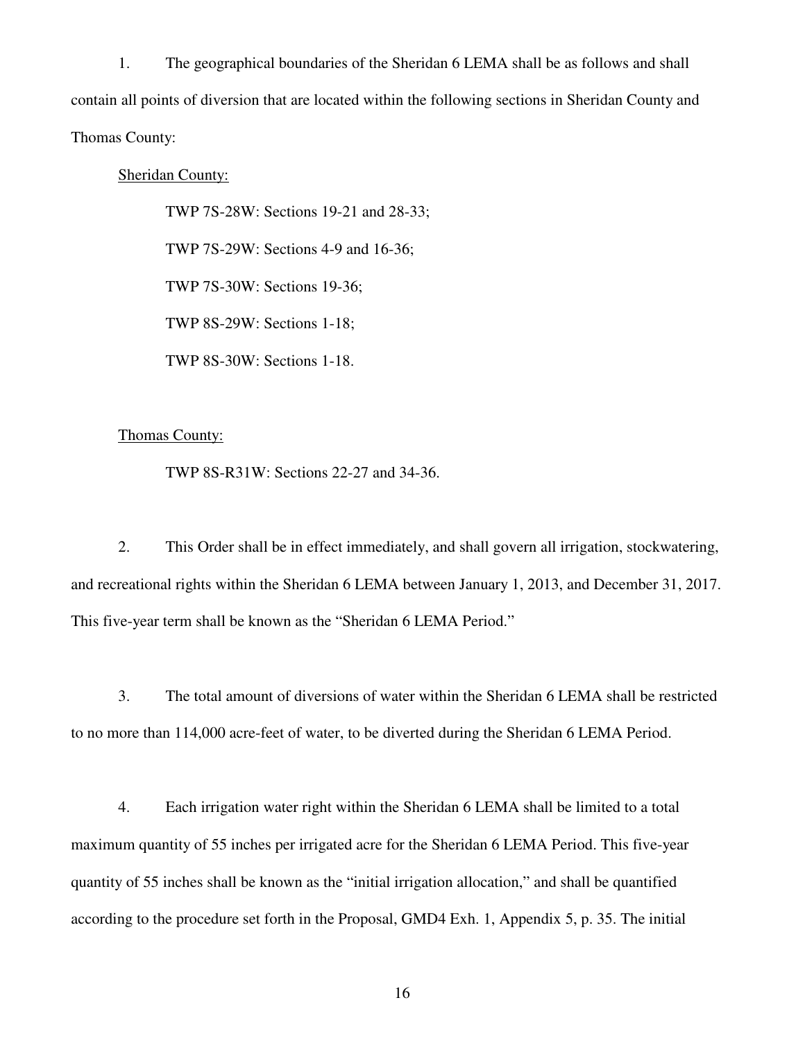1. The geographical boundaries of the Sheridan 6 LEMA shall be as follows and shall contain all points of diversion that are located within the following sections in Sheridan County and Thomas County:

Sheridan County:

TWP 7S-28W: Sections 19-21 and 28-33;

TWP 7S-29W: Sections 4-9 and 16-36;

TWP 7S-30W: Sections 19-36;

TWP 8S-29W: Sections 1-18;

TWP 8S-30W: Sections 1-18.

Thomas County:

TWP 8S-R31W: Sections 22-27 and 34-36.

2. This Order shall be in effect immediately, and shall govern all irrigation, stockwatering, and recreational rights within the Sheridan 6 LEMA between January 1, 2013, and December 31, 2017. This five-year term shall be known as the "Sheridan 6 LEMA Period."

3. The total amount of diversions of water within the Sheridan 6 LEMA shall be restricted to no more than 114,000 acre-feet of water, to be diverted during the Sheridan 6 LEMA Period.

4. Each irrigation water right within the Sheridan 6 LEMA shall be limited to a total maximum quantity of 55 inches per irrigated acre for the Sheridan 6 LEMA Period. This five-year quantity of 55 inches shall be known as the "initial irrigation allocation," and shall be quantified according to the procedure set forth in the Proposal, GMD4 Exh. 1, Appendix 5, p. 35. The initial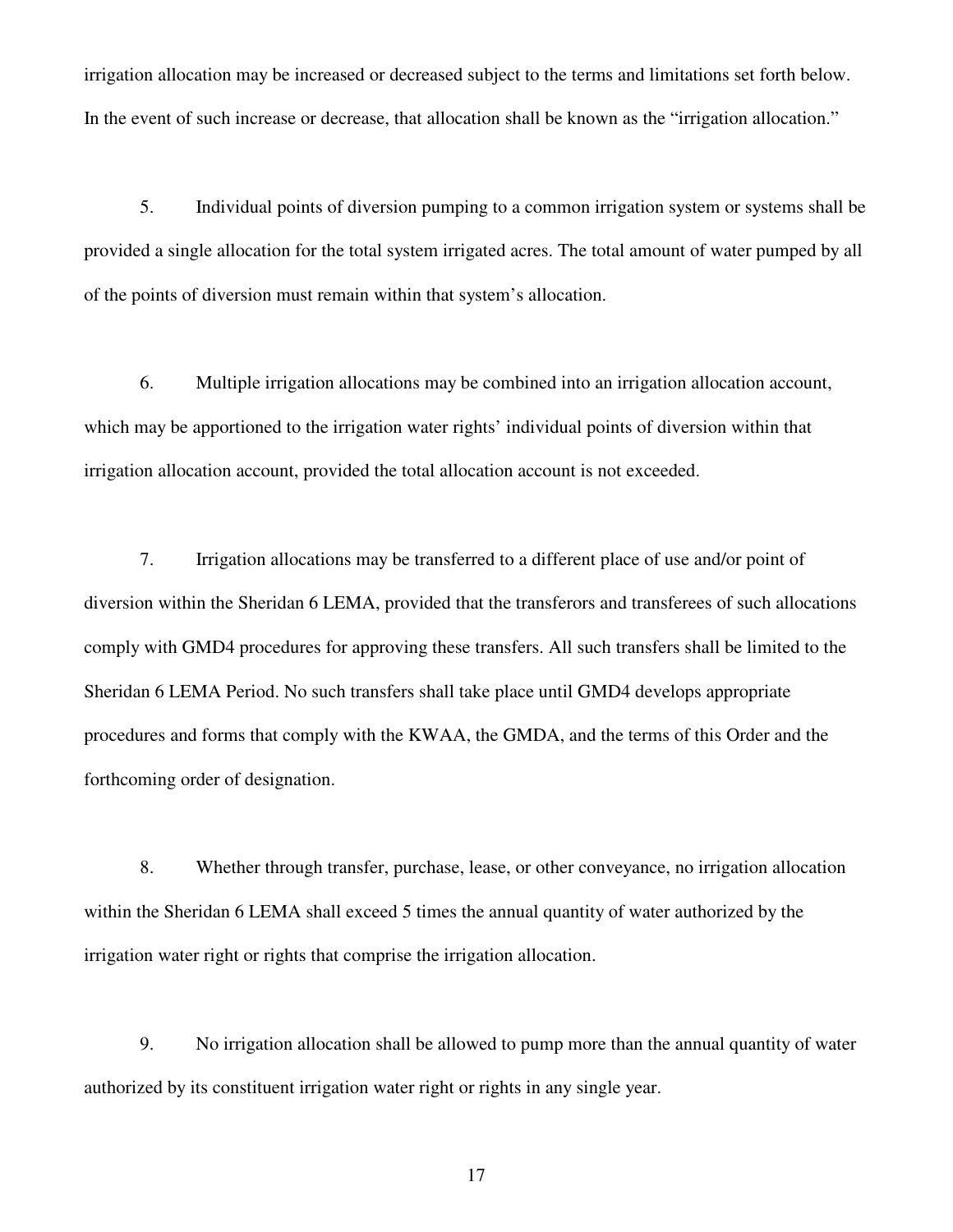irrigation allocation may be increased or decreased subject to the terms and limitations set forth below. In the event of such increase or decrease, that allocation shall be known as the "irrigation allocation."

5. Individual points of diversion pumping to a common irrigation system or systems shall be provided a single allocation for the total system irrigated acres. The total amount of water pumped by all of the points of diversion must remain within that system's allocation.

6. Multiple irrigation allocations may be combined into an irrigation allocation account, which may be apportioned to the irrigation water rights' individual points of diversion within that irrigation allocation account, provided the total allocation account is not exceeded.

7. Irrigation allocations may be transferred to a different place of use and/or point of diversion within the Sheridan 6 LEMA, provided that the transferors and transferees of such allocations comply with GMD4 procedures for approving these transfers. All such transfers shall be limited to the Sheridan 6 LEMA Period. No such transfers shall take place until GMD4 develops appropriate procedures and forms that comply with the KWAA, the GMDA, and the terms of this Order and the forthcoming order of designation.

8. Whether through transfer, purchase, lease, or other conveyance, no irrigation allocation within the Sheridan 6 LEMA shall exceed 5 times the annual quantity of water authorized by the irrigation water right or rights that comprise the irrigation allocation.

9. No irrigation allocation shall be allowed to pump more than the annual quantity of water authorized by its constituent irrigation water right or rights in any single year.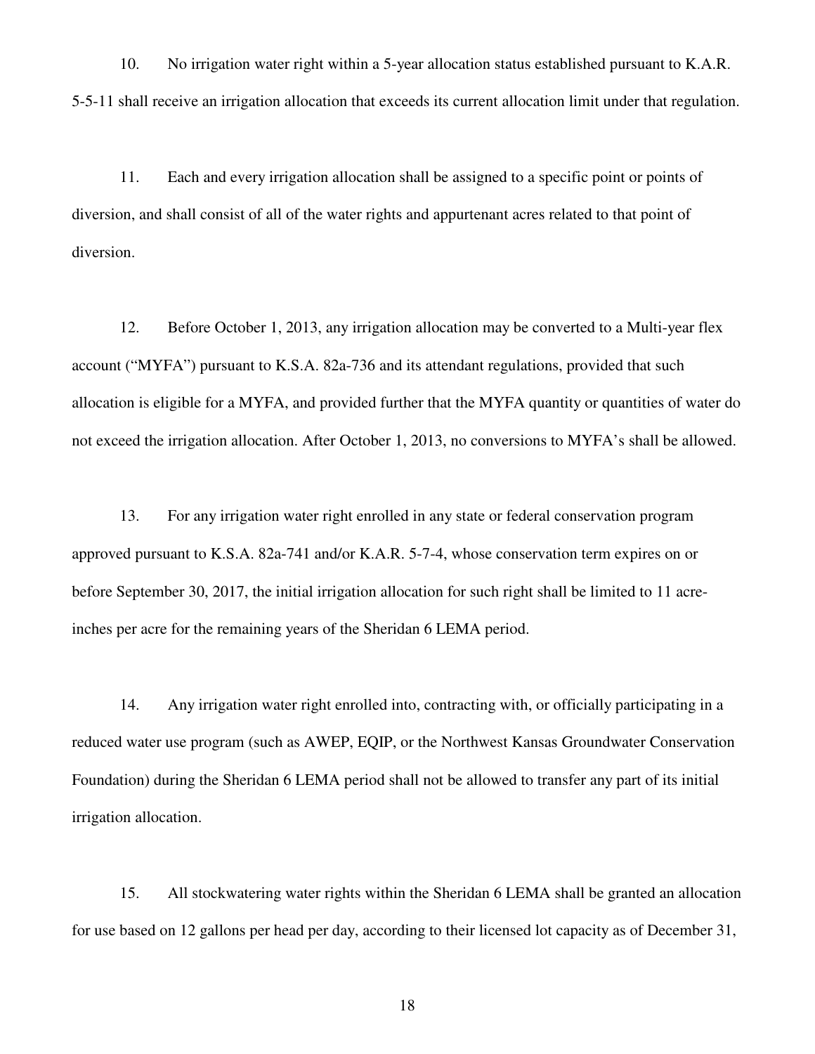10. No irrigation water right within a 5-year allocation status established pursuant to K.A.R. 5-5-11 shall receive an irrigation allocation that exceeds its current allocation limit under that regulation.

11. Each and every irrigation allocation shall be assigned to a specific point or points of diversion, and shall consist of all of the water rights and appurtenant acres related to that point of diversion.

12. Before October 1, 2013, any irrigation allocation may be converted to a Multi-year flex account ("MYFA") pursuant to K.S.A. 82a-736 and its attendant regulations, provided that such allocation is eligible for a MYFA, and provided further that the MYFA quantity or quantities of water do not exceed the irrigation allocation. After October 1, 2013, no conversions to MYFA's shall be allowed.

13. For any irrigation water right enrolled in any state or federal conservation program approved pursuant to K.S.A. 82a-741 and/or K.A.R. 5-7-4, whose conservation term expires on or before September 30, 2017, the initial irrigation allocation for such right shall be limited to 11 acre-inches per acre for the remaining years of the Sheridan 6 LEMA period.

14. Any irrigation water right enrolled into, contracting with, or officially participating in a reduced water use program (such as AWEP, EQIP, or the Northwest Kansas Groundwater Conservation Foundation) during the Sheridan 6 LEMA period shall not be allowed to transfer any part of its initial irrigation allocation.

15. All stockwatering water rights within the Sheridan 6 LEMA shall be granted an allocation for use based on 12 gallons per head per day, according to their licensed lot capacity as of December 31,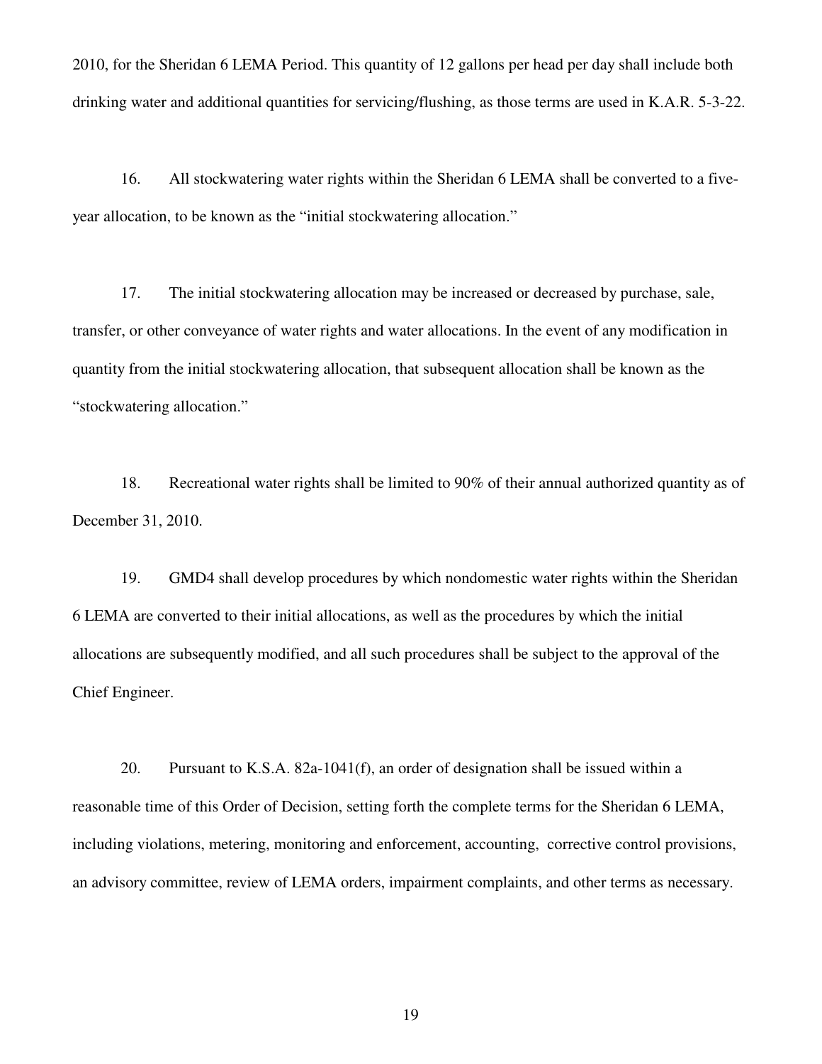2010, for the Sheridan 6 LEMA Period. This quantity of 12 gallons per head per day shall include both drinking water and additional quantities for servicing/flushing, as those terms are used in K.A.R. 5-3-22.

16. All stockwatering water rights within the Sheridan 6 LEMA shall be converted to a five-year allocation, to be known as the "initial stockwatering allocation."

17. The initial stockwatering allocation may be increased or decreased by purchase, sale, transfer, or other conveyance of water rights and water allocations. In the event of any modification in quantity from the initial stockwatering allocation, that subsequent allocation shall be known as the "stockwatering allocation."

18. Recreational water rights shall be limited to 90% of their annual authorized quantity as of December 31, 2010.

19. GMD4 shall develop procedures by which nondomestic water rights within the Sheridan 6 LEMA are converted to their initial allocations, as well as the procedures by which the initial allocations are subsequently modified, and all such procedures shall be subject to the approval of the Chief Engineer.

20. Pursuant to K.S.A. 82a-1041(f), an order of designation shall be issued within a reasonable time of this Order of Decision, setting forth the complete terms for the Sheridan 6 LEMA, including violations, metering, monitoring and enforcement, accounting, corrective control provisions, an advisory committee, review of LEMA orders, impairment complaints, and other terms as necessary.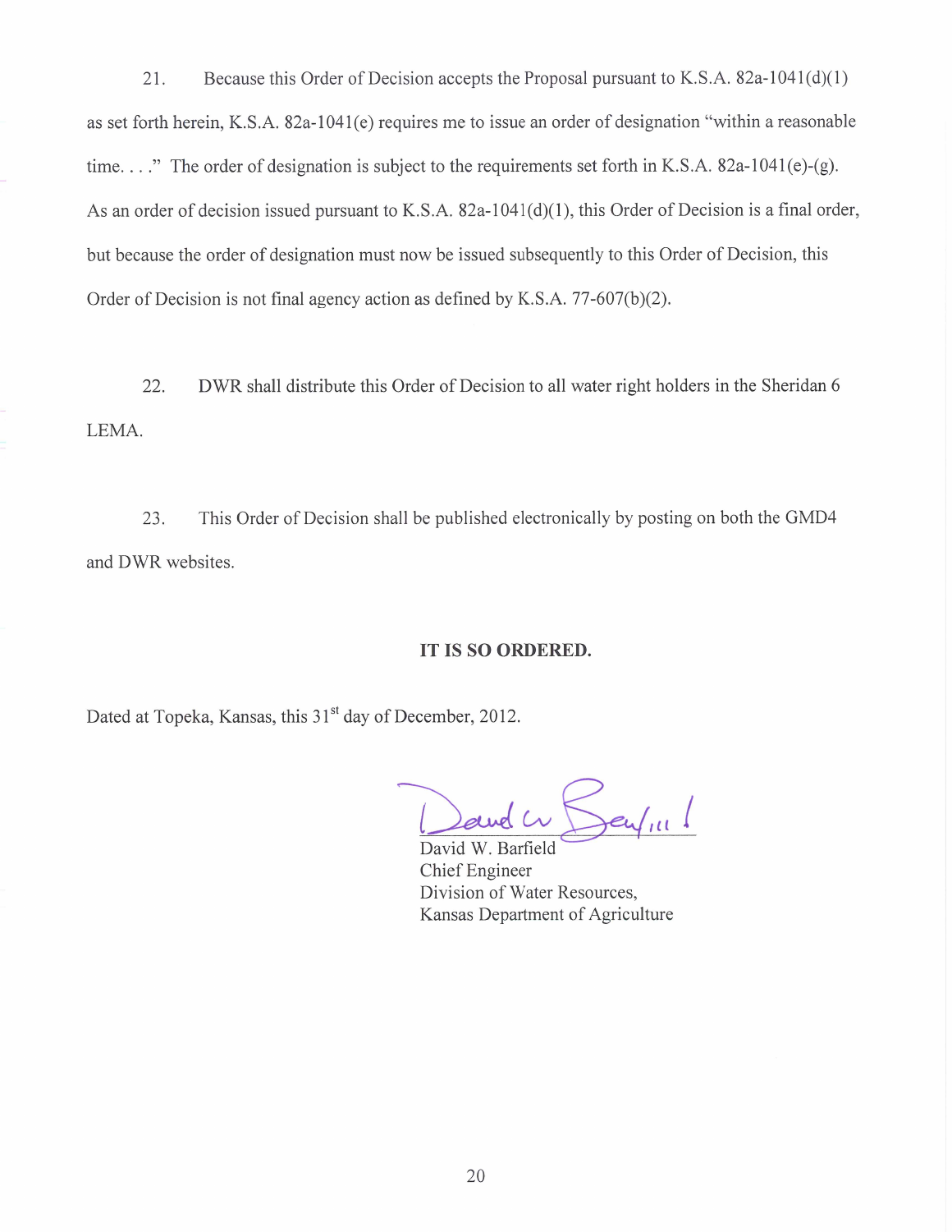21. Because this Order of Decision accepts the Proposal pursuant to K.S.A. 82a-1041(d)(1) as set forth herein, K.S.A. 82a-1041(e) requires me to issue an order of designation "within a reasonable time. . . ." The order of designation is subject to the requirements set forth in K.S.A. 82a-1041(e)-(g). As an order of decision issued pursuant to K.S.A. 82a-1041(d)(1), this Order of Decision is a final order, but because the order of designation must now be issued subsequently to this Order of Decision, this Order of Decision is not final agency action as defined by K.S.A. 77-607(b)(2).

22. DWR shall distribute this Order of Decision to all water right holders in the Sheridan 6 LEMA.

23. This Order of Decision shall be published electronically by posting on both the GMD4 and DWR websites.

**IT IS SO ORDERED.**

Dated at Topeka, Kansas, this 31st day of December, 2012.

David W. Barfield
Chief Engineer
Division of Water Resources,
Kansas Department of Agriculture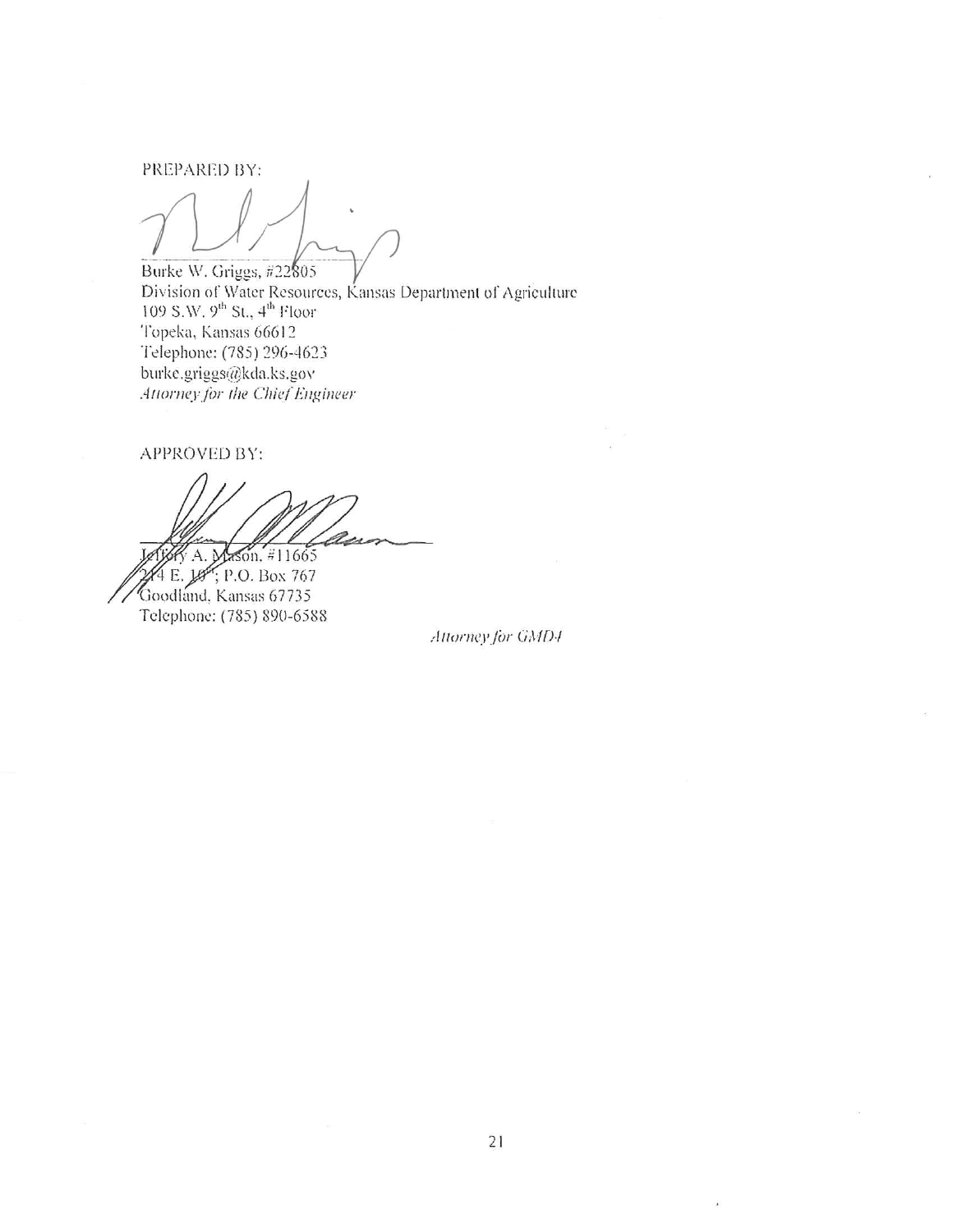PREPARED BY:

Burke W. Griggs, #22805
Division of Water Resources, Kansas Department of Agriculture
109 S.W. 9th St., 4th Floor
Topeka, Kansas 66612
Telephone: (785) 296-4623
burke.griggs@kda.ks.gov
*Attorney for the Chief Engineer*

APPROVED BY:

Jeffory A. Mason, #11665
214 E. 10th; P.O. Box 767
Goodland, Kansas 67735
Telephone: (785) 890-6588

*Attorney for GMD4*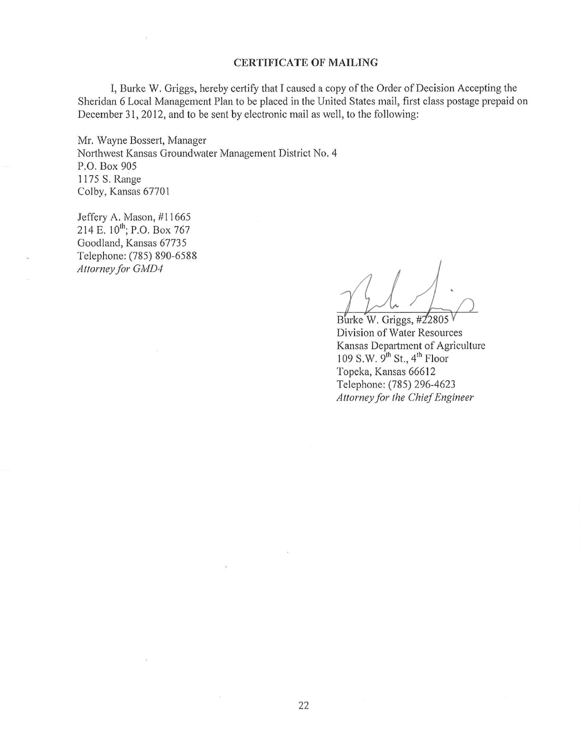## CERTIFICATE OF MAILING

I, Burke W. Griggs, hereby certify that I caused a copy of the Order of Decision Accepting the Sheridan 6 Local Management Plan to be placed in the United States mail, first class postage prepaid on December 31, 2012, and to be sent by electronic mail as well, to the following:

Mr. Wayne Bossert, Manager
Northwest Kansas Groundwater Management District No. 4
P.O. Box 905
1175 S. Range
Colby, Kansas 67701

Jeffery A. Mason, #11665
214 E. 10th; P.O. Box 767
Goodland, Kansas 67735
Telephone: (785) 890-6588
*Attorney for GMD4*

Burke W. Griggs, #22805
Division of Water Resources
Kansas Department of Agriculture
109 S.W. 9th St., 4th Floor
Topeka, Kansas 66612
Telephone: (785) 296-4623
*Attorney for the Chief Engineer*